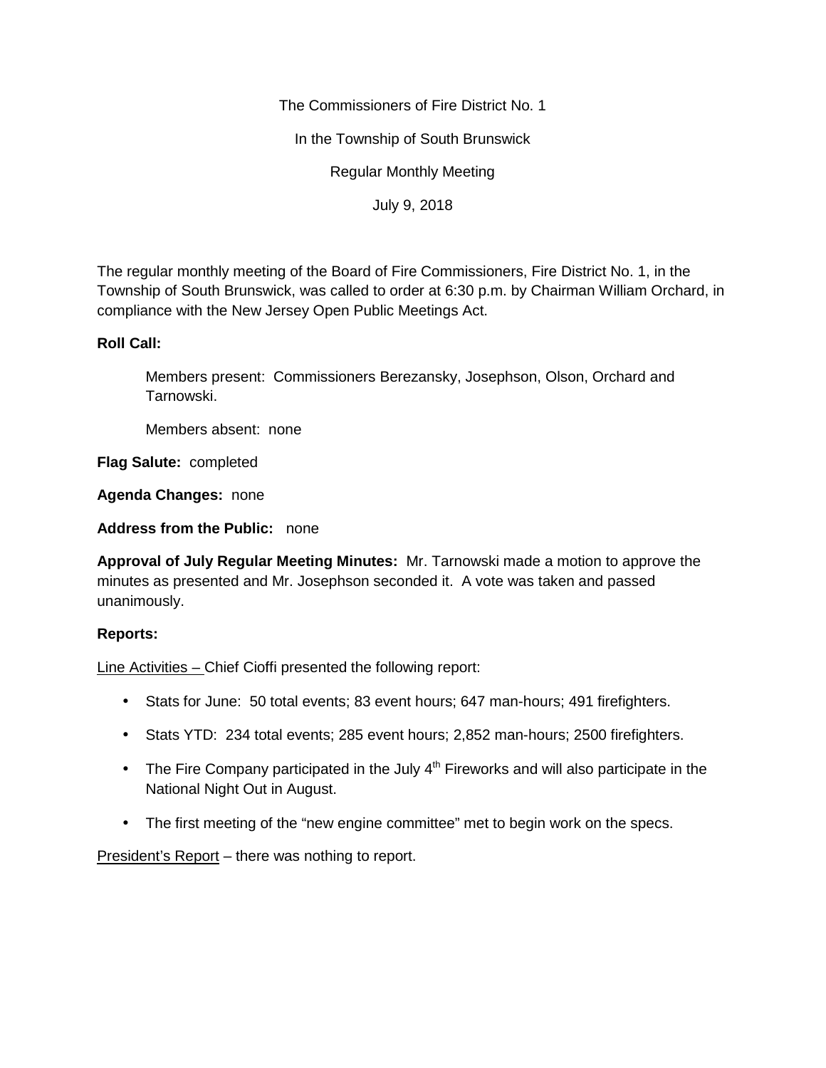The Commissioners of Fire District No. 1

In the Township of South Brunswick

Regular Monthly Meeting

July 9, 2018

The regular monthly meeting of the Board of Fire Commissioners, Fire District No. 1, in the Township of South Brunswick, was called to order at 6:30 p.m. by Chairman William Orchard, in compliance with the New Jersey Open Public Meetings Act.

**Roll Call:**

Members present: Commissioners Berezansky, Josephson, Olson, Orchard and Tarnowski.

Members absent: none

**Flag Salute:** completed

**Agenda Changes:** none

**Address from the Public:** none

**Approval of July Regular Meeting Minutes:** Mr. Tarnowski made a motion to approve the minutes as presented and Mr. Josephson seconded it. A vote was taken and passed unanimously.

**Reports:**

Line Activities – Chief Cioffi presented the following report:

- Stats for June: 50 total events; 83 event hours; 647 man-hours; 491 firefighters.
- Stats YTD: 234 total events; 285 event hours; 2,852 man-hours; 2500 firefighters.
- The Fire Company participated in the July 4th Fireworks and will also participate in the National Night Out in August.
- The first meeting of the "new engine committee" met to begin work on the specs.

President's Report – there was nothing to report.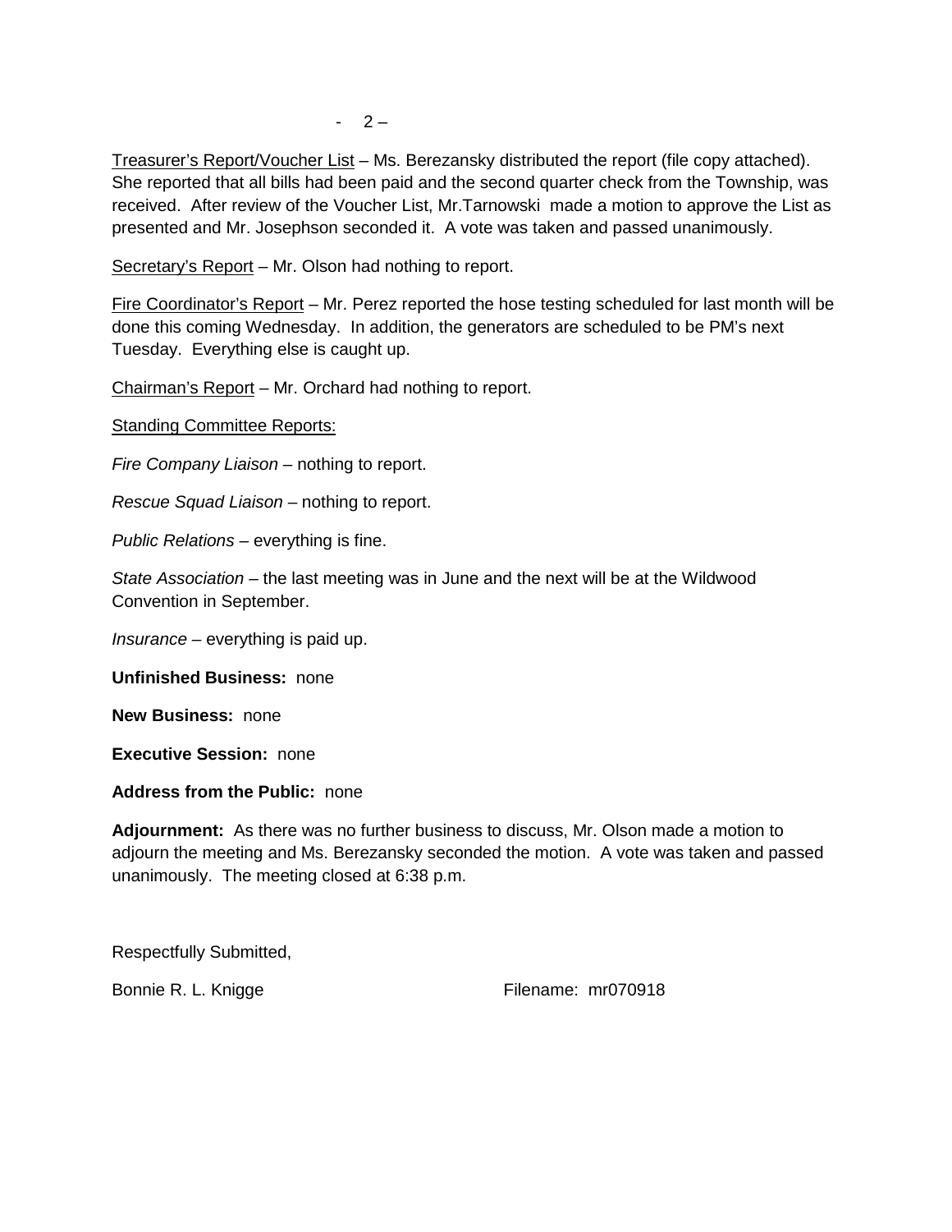<u>Treasurer's Report/Voucher List</u> – Ms. Berezansky distributed the report (file copy attached). She reported that all bills had been paid and the second quarter check from the Township, was received. After review of the Voucher List, Mr.Tarnowski made a motion to approve the List as presented and Mr. Josephson seconded it. A vote was taken and passed unanimously.

<u>Secretary's Report</u> – Mr. Olson had nothing to report.

<u>Fire Coordinator's Report</u> – Mr. Perez reported the hose testing scheduled for last month will be done this coming Wednesday. In addition, the generators are scheduled to be PM's next Tuesday. Everything else is caught up.

<u>Chairman's Report</u> – Mr. Orchard had nothing to report.

<u>Standing Committee Reports:</u>

*Fire Company Liaison* – nothing to report.

*Rescue Squad Liaison* – nothing to report.

*Public Relations* – everything is fine.

*State Association* – the last meeting was in June and the next will be at the Wildwood Convention in September.

*Insurance* – everything is paid up.

**Unfinished Business:** none

**New Business:** none

**Executive Session:** none

**Address from the Public:** none

**Adjournment:** As there was no further business to discuss, Mr. Olson made a motion to adjourn the meeting and Ms. Berezansky seconded the motion. A vote was taken and passed unanimously. The meeting closed at 6:38 p.m.

Respectfully Submitted,

Bonnie R. L. Knigge

Filename: mr070918